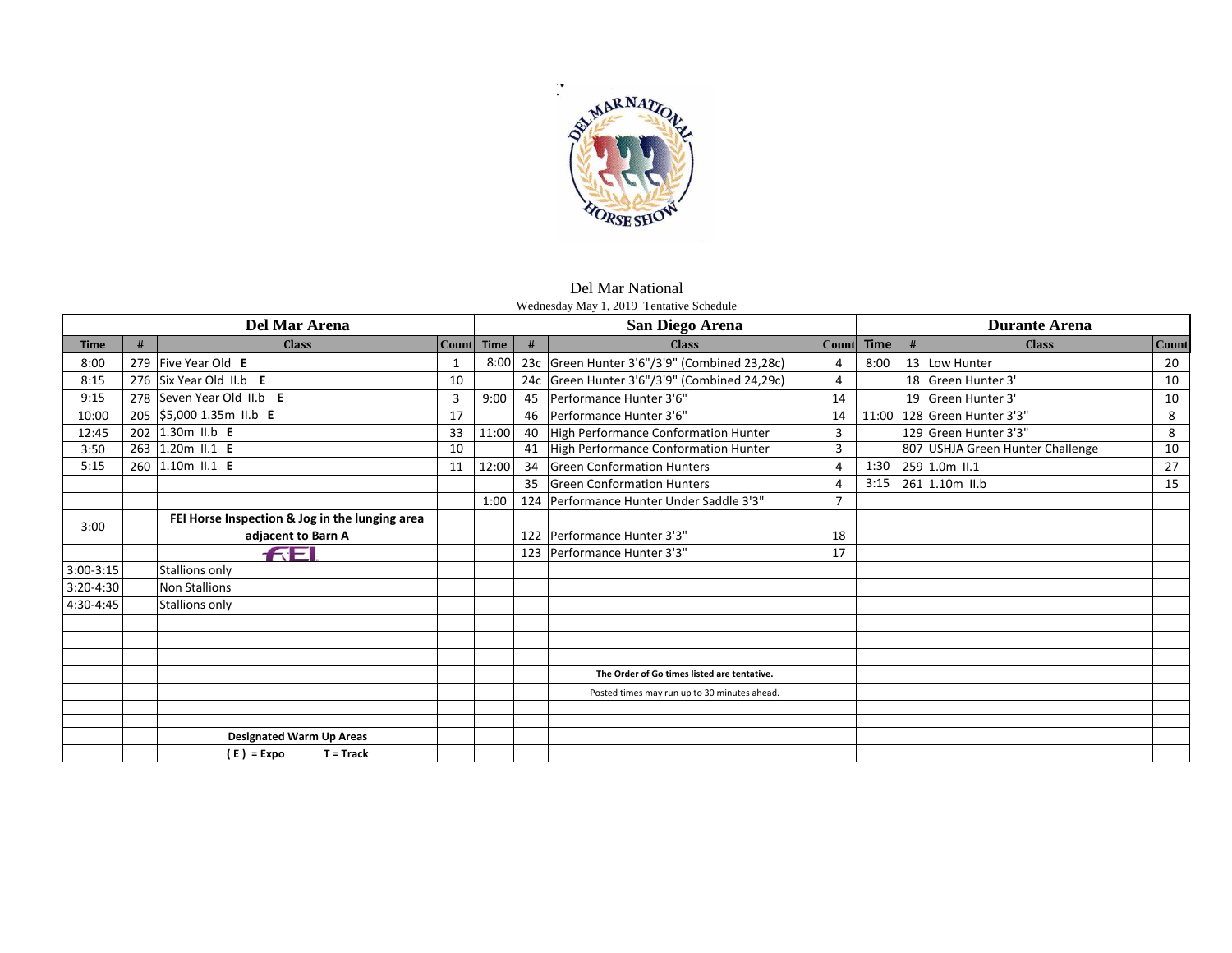Del Mar National

Wednesday May 1, 2019 Tentative Schedule

| Del Mar Arena | | | | San Diego Arena | | | | Durante Arena | | | |
|---|---|---|---|---|---|---|---|---|---|---|---|
| **Time** | **#** | **Class** | **Count** | **Time** | **#** | **Class** | **Count** | **Time** | **#** | **Class** | **Count** |
| 8:00 | 279 | Five Year Old **E** | 1 | 8:00 | 23c | Green Hunter 3'6"/3'9" (Combined 23,28c) | 4 | 8:00 | 13 | Low Hunter | 20 |
| 8:15 | 276 | Six Year Old II.b **E** | 10 | | 24c | Green Hunter 3'6"/3'9" (Combined 24,29c) | 4 | | 18 | Green Hunter 3' | 10 |
| 9:15 | 278 | Seven Year Old II.b **E** | 3 | 9:00 | 45 | Performance Hunter 3'6" | 14 | | 19 | Green Hunter 3' | 10 |
| 10:00 | 205 | $5,000 1.35m II.b **E** | 17 | | 46 | Performance Hunter 3'6" | 14 | 11:00 | 128 | Green Hunter 3'3" | 8 |
| 12:45 | 202 | 1.30m II.b **E** | 33 | 11:00 | 40 | High Performance Conformation Hunter | 3 | | 129 | Green Hunter 3'3" | 8 |
| 3:50 | 263 | 1.20m II.1 **E** | 10 | | 41 | High Performance Conformation Hunter | 3 | | 807 | USHJA Green Hunter Challenge | 10 |
| 5:15 | 260 | 1.10m II.1 **E** | 11 | 12:00 | 34 | Green Conformation Hunters | 4 | 1:30 | 259 | 1.0m II.1 | 27 |
| | | | | | 35 | Green Conformation Hunters | 4 | 3:15 | 261 | 1.10m II.b | 15 |
| | | | | 1:00 | 124 | Performance Hunter Under Saddle 3'3" | 7 | | | | |
| 3:00 | | **FEI Horse Inspection & Jog in the lunging area adjacent to Barn A** | | | 122 | Performance Hunter 3'3" | 18 | | | | |
| | | FEI | | | 123 | Performance Hunter 3'3" | 17 | | | | |
| 3:00-3:15 | | Stallions only | | | | | | | | | |
| 3:20-4:30 | | Non Stallions | | | | | | | | | |
| 4:30-4:45 | | Stallions only | | | | | | | | | |
| | | | | | | **The Order of Go times listed are tentative.** | | | | | |
| | | | | | | Posted times may run up to 30 minutes ahead. | | | | | |
| | | **Designated Warm Up Areas** | | | | | | | | | |
| | | **( E ) = Expo T = Track** | | | | | | | | | |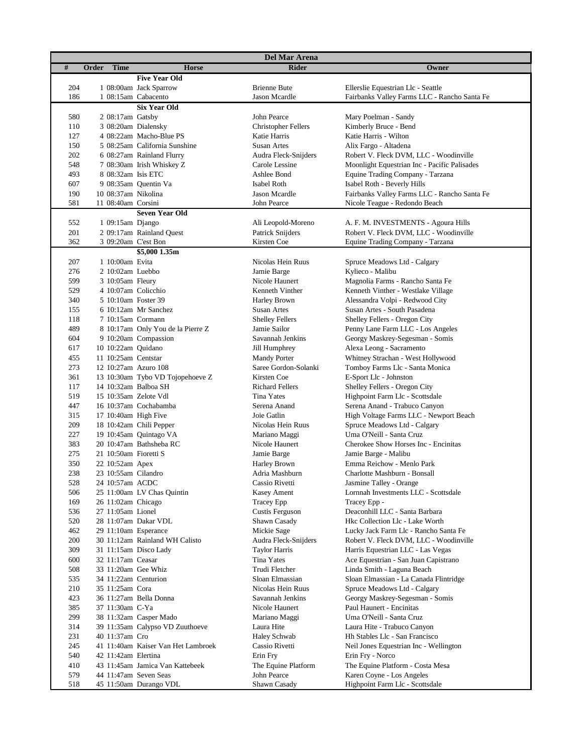| # | Order | Time | Horse | Rider | Owner |
|---|---|---|---|---|---|
| | | | **Del Mar Arena** | | |
| | | | **Five Year Old** | | |
| 204 | 1 | 08:00am | Jack Sparrow | Brienne Bute | Ellerslie Equestrian Llc - Seattle |
| 186 | 1 | 08:15am | Cabacento | Jason Mcardle | Fairbanks Valley Farms LLC - Rancho Santa Fe |
| | | | **Six Year Old** | | |
| 580 | 2 | 08:17am | Gatsby | John Pearce | Mary Poelman - Sandy |
| 110 | 3 | 08:20am | Dialensky | Christopher Fellers | Kimberly Bruce - Bend |
| 127 | 4 | 08:22am | Macho-Blue PS | Katie Harris | Katie Harris - Wilton |
| 150 | 5 | 08:25am | California Sunshine | Susan Artes | Alix Fargo - Altadena |
| 202 | 6 | 08:27am | Rainland Flurry | Audra Fleck-Snijders | Robert V. Fleck DVM, LLC - Woodinville |
| 548 | 7 | 08:30am | Irish Whiskey Z | Carole Lessine | Moonlight Equestrian Inc - Pacific Palisades |
| 493 | 8 | 08:32am | Isis ETC | Ashlee Bond | Equine Trading Company - Tarzana |
| 607 | 9 | 08:35am | Quentin Va | Isabel Roth | Isabel Roth - Beverly Hills |
| 190 | 10 | 08:37am | Nikolina | Jason Mcardle | Fairbanks Valley Farms LLC - Rancho Santa Fe |
| 581 | 11 | 08:40am | Corsini | John Pearce | Nicole Teague - Redondo Beach |
| | | | **Seven Year Old** | | |
| 552 | 1 | 09:15am | Django | Ali Leopold-Moreno | A. F. M. INVESTMENTS - Agoura Hills |
| 201 | 2 | 09:17am | Rainland Quest | Patrick Snijders | Robert V. Fleck DVM, LLC - Woodinville |
| 362 | 3 | 09:20am | C'est Bon | Kirsten Coe | Equine Trading Company - Tarzana |
| | | | **$5,000 1.35m** | | |
| 207 | 1 | 10:00am | Evita | Nicolas Hein Ruus | Spruce Meadows Ltd - Calgary |
| 276 | 2 | 10:02am | Luebbo | Jamie Barge | Kylieco - Malibu |
| 599 | 3 | 10:05am | Fleury | Nicole Haunert | Magnolia Farms - Rancho Santa Fe |
| 529 | 4 | 10:07am | Colicchio | Kenneth Vinther | Kenneth Vinther - Westlake Village |
| 340 | 5 | 10:10am | Foster 39 | Harley Brown | Alessandra Volpi - Redwood City |
| 155 | 6 | 10:12am | Mr Sanchez | Susan Artes | Susan Artes - South Pasadena |
| 118 | 7 | 10:15am | Cormann | Shelley Fellers | Shelley Fellers - Oregon City |
| 489 | 8 | 10:17am | Only You de la Pierre Z | Jamie Sailor | Penny Lane Farm LLC - Los Angeles |
| 604 | 9 | 10:20am | Compassion | Savannah Jenkins | Georgy Maskrey-Segesman - Somis |
| 617 | 10 | 10:22am | Quidano | Jill Humphrey | Alexa Leong - Sacramento |
| 455 | 11 | 10:25am | Centstar | Mandy Porter | Whitney Strachan - West Hollywood |
| 273 | 12 | 10:27am | Azuro 108 | Saree Gordon-Solanki | Tomboy Farms Llc - Santa Monica |
| 361 | 13 | 10:30am | Tybo VD Tojopehoeve Z | Kirsten Coe | E-Sport Llc - Johnston |
| 117 | 14 | 10:32am | Balboa SH | Richard Fellers | Shelley Fellers - Oregon City |
| 519 | 15 | 10:35am | Zelote Vdl | Tina Yates | Highpoint Farm Llc - Scottsdale |
| 447 | 16 | 10:37am | Cochabamba | Serena Anand | Serena Anand - Trabuco Canyon |
| 315 | 17 | 10:40am | High Five | Joie Gatlin | High Voltage Farms LLC - Newport Beach |
| 209 | 18 | 10:42am | Chili Pepper | Nicolas Hein Ruus | Spruce Meadows Ltd - Calgary |
| 227 | 19 | 10:45am | Quintago VA | Mariano Maggi | Uma O'Neill - Santa Cruz |
| 383 | 20 | 10:47am | Bathsheba RC | Nicole Haunert | Cherokee Show Horses Inc - Encinitas |
| 275 | 21 | 10:50am | Fioretti S | Jamie Barge | Jamie Barge - Malibu |
| 350 | 22 | 10:52am | Apex | Harley Brown | Emma Reichow - Menlo Park |
| 238 | 23 | 10:55am | Cilandro | Adria Mashburn | Charlotte Mashburn - Bonsall |
| 528 | 24 | 10:57am | ACDC | Cassio Rivetti | Jasmine Talley - Orange |
| 506 | 25 | 11:00am | LV Chas Quintin | Kasey Ament | Lornnah Investments LLC - Scottsdale |
| 169 | 26 | 11:02am | Chicago | Tracey Epp | Tracey Epp - |
| 536 | 27 | 11:05am | Lionel | Custis Ferguson | Deaconhill LLC - Santa Barbara |
| 520 | 28 | 11:07am | Dakar VDL | Shawn Casady | Hkc Collection Llc - Lake Worth |
| 462 | 29 | 11:10am | Esperance | Mickie Sage | Lucky Jack Farm Llc - Rancho Santa Fe |
| 200 | 30 | 11:12am | Rainland WH Calisto | Audra Fleck-Snijders | Robert V. Fleck DVM, LLC - Woodinville |
| 309 | 31 | 11:15am | Disco Lady | Taylor Harris | Harris Equestrian LLC - Las Vegas |
| 600 | 32 | 11:17am | Ceasar | Tina Yates | Ace Equestrian - San Juan Capistrano |
| 508 | 33 | 11:20am | Gee Whiz | Trudi Fletcher | Linda Smith - Laguna Beach |
| 535 | 34 | 11:22am | Centurion | Sloan Elmassian | Sloan Elmassian - La Canada Flintridge |
| 210 | 35 | 11:25am | Cora | Nicolas Hein Ruus | Spruce Meadows Ltd - Calgary |
| 423 | 36 | 11:27am | Bella Donna | Savannah Jenkins | Georgy Maskrey-Segesman - Somis |
| 385 | 37 | 11:30am | C-Ya | Nicole Haunert | Paul Haunert - Encinitas |
| 299 | 38 | 11:32am | Casper Mado | Mariano Maggi | Uma O'Neill - Santa Cruz |
| 314 | 39 | 11:35am | Calypso VD Zuuthoeve | Laura Hite | Laura Hite - Trabuco Canyon |
| 231 | 40 | 11:37am | Cro | Haley Schwab | Hh Stables Llc - San Francisco |
| 245 | 41 | 11:40am | Kaiser Van Het Lambroek | Cassio Rivetti | Neil Jones Equestrian Inc - Wellington |
| 540 | 42 | 11:42am | Elertina | Erin Fry | Erin Fry - Norco |
| 410 | 43 | 11:45am | Jamica Van Kattebeek | The Equine Platform | The Equine Platform - Costa Mesa |
| 579 | 44 | 11:47am | Seven Seas | John Pearce | Karen Coyne - Los Angeles |
| 518 | 45 | 11:50am | Durango VDL | Shawn Casady | Highpoint Farm Llc - Scottsdale |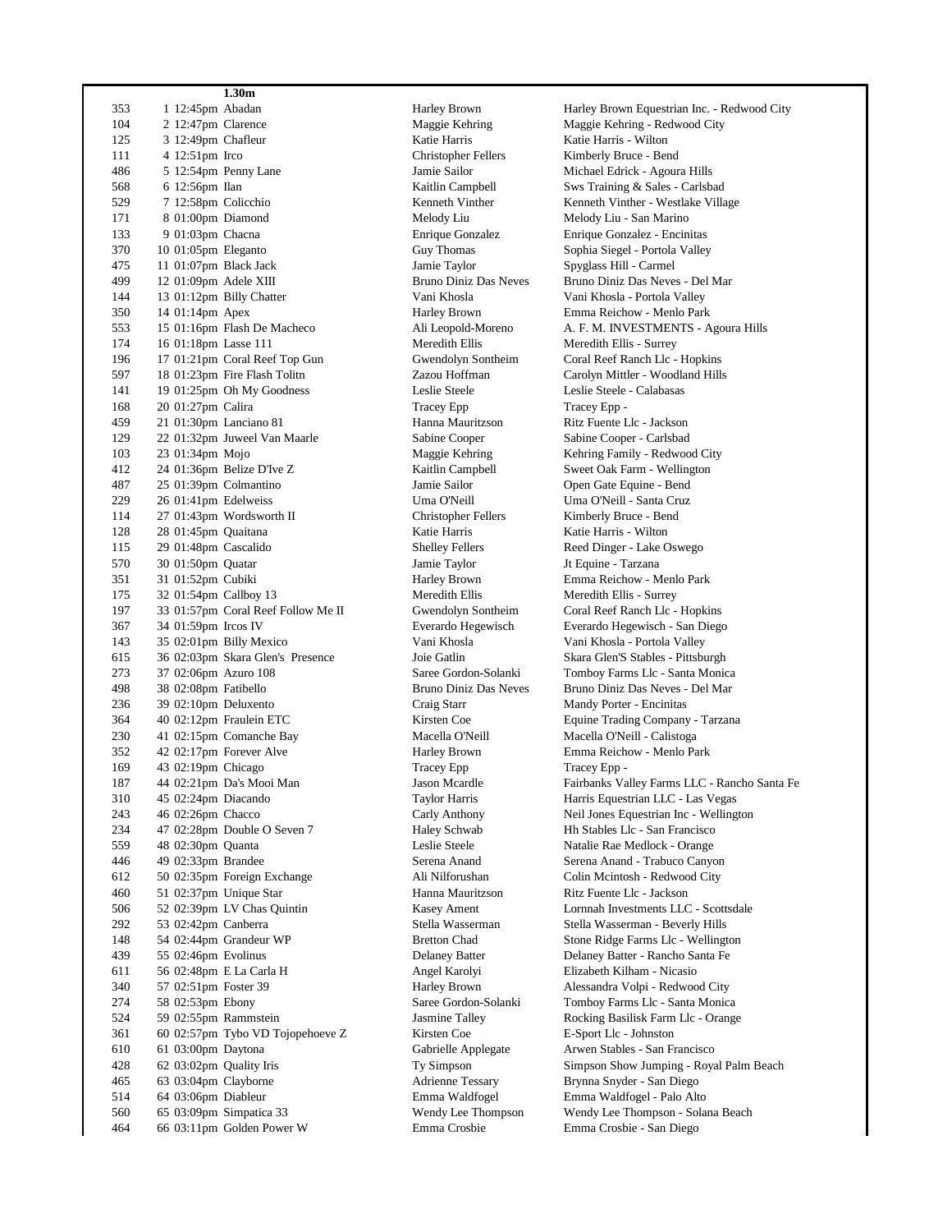**1.30m**

| | | | | | |
|---|---|---|---|---|---|
| 353 | 1 | 12:45pm | Abadan | Harley Brown | Harley Brown Equestrian Inc. - Redwood City |
| 104 | 2 | 12:47pm | Clarence | Maggie Kehring | Maggie Kehring - Redwood City |
| 125 | 3 | 12:49pm | Chafleur | Katie Harris | Katie Harris - Wilton |
| 111 | 4 | 12:51pm | Irco | Christopher Fellers | Kimberly Bruce - Bend |
| 486 | 5 | 12:54pm | Penny Lane | Jamie Sailor | Michael Edrick - Agoura Hills |
| 568 | 6 | 12:56pm | Ilan | Kaitlin Campbell | Sws Training & Sales - Carlsbad |
| 529 | 7 | 12:58pm | Colicchio | Kenneth Vinther | Kenneth Vinther - Westlake Village |
| 171 | 8 | 01:00pm | Diamond | Melody Liu | Melody Liu - San Marino |
| 133 | 9 | 01:03pm | Chacna | Enrique Gonzalez | Enrique Gonzalez - Encinitas |
| 370 | 10 | 01:05pm | Eleganto | Guy Thomas | Sophia Siegel - Portola Valley |
| 475 | 11 | 01:07pm | Black Jack | Jamie Taylor | Spyglass Hill - Carmel |
| 499 | 12 | 01:09pm | Adele XIII | Bruno Diniz Das Neves | Bruno Diniz Das Neves - Del Mar |
| 144 | 13 | 01:12pm | Billy Chatter | Vani Khosla | Vani Khosla - Portola Valley |
| 350 | 14 | 01:14pm | Apex | Harley Brown | Emma Reichow - Menlo Park |
| 553 | 15 | 01:16pm | Flash De Macheco | Ali Leopold-Moreno | A. F. M. INVESTMENTS - Agoura Hills |
| 174 | 16 | 01:18pm | Lasse 111 | Meredith Ellis | Meredith Ellis - Surrey |
| 196 | 17 | 01:21pm | Coral Reef Top Gun | Gwendolyn Sontheim | Coral Reef Ranch Llc - Hopkins |
| 597 | 18 | 01:23pm | Fire Flash Tolitn | Zazou Hoffman | Carolyn Mittler - Woodland Hills |
| 141 | 19 | 01:25pm | Oh My Goodness | Leslie Steele | Leslie Steele - Calabasas |
| 168 | 20 | 01:27pm | Calira | Tracey Epp | Tracey Epp - |
| 459 | 21 | 01:30pm | Lanciano 81 | Hanna Mauritzson | Ritz Fuente Llc - Jackson |
| 129 | 22 | 01:32pm | Juweel Van Maarle | Sabine Cooper | Sabine Cooper - Carlsbad |
| 103 | 23 | 01:34pm | Mojo | Maggie Kehring | Kehring Family - Redwood City |
| 412 | 24 | 01:36pm | Belize D'Ive Z | Kaitlin Campbell | Sweet Oak Farm - Wellington |
| 487 | 25 | 01:39pm | Colmantino | Jamie Sailor | Open Gate Equine - Bend |
| 229 | 26 | 01:41pm | Edelweiss | Uma O'Neill | Uma O'Neill - Santa Cruz |
| 114 | 27 | 01:43pm | Wordsworth II | Christopher Fellers | Kimberly Bruce - Bend |
| 128 | 28 | 01:45pm | Quaitana | Katie Harris | Katie Harris - Wilton |
| 115 | 29 | 01:48pm | Cascalido | Shelley Fellers | Reed Dinger - Lake Oswego |
| 570 | 30 | 01:50pm | Quatar | Jamie Taylor | Jt Equine - Tarzana |
| 351 | 31 | 01:52pm | Cubiki | Harley Brown | Emma Reichow - Menlo Park |
| 175 | 32 | 01:54pm | Callboy 13 | Meredith Ellis | Meredith Ellis - Surrey |
| 197 | 33 | 01:57pm | Coral Reef Follow Me II | Gwendolyn Sontheim | Coral Reef Ranch Llc - Hopkins |
| 367 | 34 | 01:59pm | Ircos IV | Everardo Hegewisch | Everardo Hegewisch - San Diego |
| 143 | 35 | 02:01pm | Billy Mexico | Vani Khosla | Vani Khosla - Portola Valley |
| 615 | 36 | 02:03pm | Skara Glen's Presence | Joie Gatlin | Skara Glen'S Stables - Pittsburgh |
| 273 | 37 | 02:06pm | Azuro 108 | Saree Gordon-Solanki | Tomboy Farms Llc - Santa Monica |
| 498 | 38 | 02:08pm | Fatibello | Bruno Diniz Das Neves | Bruno Diniz Das Neves - Del Mar |
| 236 | 39 | 02:10pm | Deluxento | Craig Starr | Mandy Porter - Encinitas |
| 364 | 40 | 02:12pm | Fraulein ETC | Kirsten Coe | Equine Trading Company - Tarzana |
| 230 | 41 | 02:15pm | Comanche Bay | Macella O'Neill | Macella O'Neill - Calistoga |
| 352 | 42 | 02:17pm | Forever Alve | Harley Brown | Emma Reichow - Menlo Park |
| 169 | 43 | 02:19pm | Chicago | Tracey Epp | Tracey Epp - |
| 187 | 44 | 02:21pm | Da's Mooi Man | Jason Mcardle | Fairbanks Valley Farms LLC - Rancho Santa Fe |
| 310 | 45 | 02:24pm | Diacando | Taylor Harris | Harris Equestrian LLC - Las Vegas |
| 243 | 46 | 02:26pm | Chacco | Carly Anthony | Neil Jones Equestrian Inc - Wellington |
| 234 | 47 | 02:28pm | Double O Seven 7 | Haley Schwab | Hh Stables Llc - San Francisco |
| 559 | 48 | 02:30pm | Quanta | Leslie Steele | Natalie Rae Medlock - Orange |
| 446 | 49 | 02:33pm | Brandee | Serena Anand | Serena Anand - Trabuco Canyon |
| 612 | 50 | 02:35pm | Foreign Exchange | Ali Nilforushan | Colin Mcintosh - Redwood City |
| 460 | 51 | 02:37pm | Unique Star | Hanna Mauritzson | Ritz Fuente Llc - Jackson |
| 506 | 52 | 02:39pm | LV Chas Quintin | Kasey Ament | Lornnah Investments LLC - Scottsdale |
| 292 | 53 | 02:42pm | Canberra | Stella Wasserman | Stella Wasserman - Beverly Hills |
| 148 | 54 | 02:44pm | Grandeur WP | Bretton Chad | Stone Ridge Farms Llc - Wellington |
| 439 | 55 | 02:46pm | Evolinus | Delaney Batter | Delaney Batter - Rancho Santa Fe |
| 611 | 56 | 02:48pm | E La Carla H | Angel Karolyi | Elizabeth Kilham - Nicasio |
| 340 | 57 | 02:51pm | Foster 39 | Harley Brown | Alessandra Volpi - Redwood City |
| 274 | 58 | 02:53pm | Ebony | Saree Gordon-Solanki | Tomboy Farms Llc - Santa Monica |
| 524 | 59 | 02:55pm | Rammstein | Jasmine Talley | Rocking Basilisk Farm Llc - Orange |
| 361 | 60 | 02:57pm | Tybo VD Tojopehoeve Z | Kirsten Coe | E-Sport Llc - Johnston |
| 610 | 61 | 03:00pm | Daytona | Gabrielle Applegate | Arwen Stables - San Francisco |
| 428 | 62 | 03:02pm | Quality Iris | Ty Simpson | Simpson Show Jumping - Royal Palm Beach |
| 465 | 63 | 03:04pm | Clayborne | Adrienne Tessary | Brynna Snyder - San Diego |
| 514 | 64 | 03:06pm | Diableur | Emma Waldfogel | Emma Waldfogel - Palo Alto |
| 560 | 65 | 03:09pm | Simpatica 33 | Wendy Lee Thompson | Wendy Lee Thompson - Solana Beach |
| 464 | 66 | 03:11pm | Golden Power W | Emma Crosbie | Emma Crosbie - San Diego |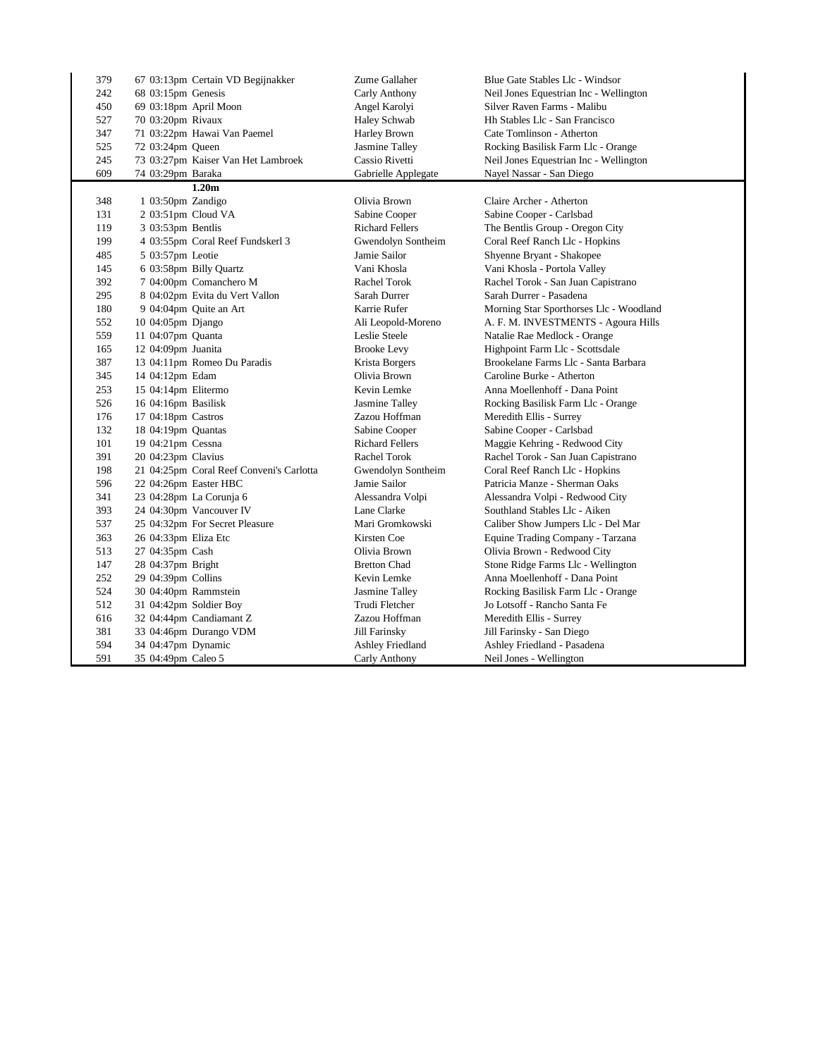| | | | | |
|---|---|---|---|---|
| 379 | 67 03:13pm Certain VD Begijnakker | Zume Gallaher | Blue Gate Stables Llc - Windsor |
| 242 | 68 03:15pm Genesis | Carly Anthony | Neil Jones Equestrian Inc - Wellington |
| 450 | 69 03:18pm April Moon | Angel Karolyi | Silver Raven Farms - Malibu |
| 527 | 70 03:20pm Rivaux | Haley Schwab | Hh Stables Llc - San Francisco |
| 347 | 71 03:22pm Hawai Van Paemel | Harley Brown | Cate Tomlinson - Atherton |
| 525 | 72 03:24pm Queen | Jasmine Talley | Rocking Basilisk Farm Llc - Orange |
| 245 | 73 03:27pm Kaiser Van Het Lambroek | Cassio Rivetti | Neil Jones Equestrian Inc - Wellington |
| 609 | 74 03:29pm Baraka | Gabrielle Applegate | Nayel Nassar - San Diego |

| | **1.20m** | | |
|---|---|---|---|
| 348 | 1 03:50pm Zandigo | Olivia Brown | Claire Archer - Atherton |
| 131 | 2 03:51pm Cloud VA | Sabine Cooper | Sabine Cooper - Carlsbad |
| 119 | 3 03:53pm Bentlis | Richard Fellers | The Bentlis Group - Oregon City |
| 199 | 4 03:55pm Coral Reef Fundskerl 3 | Gwendolyn Sontheim | Coral Reef Ranch Llc - Hopkins |
| 485 | 5 03:57pm Leotie | Jamie Sailor | Shyenne Bryant - Shakopee |
| 145 | 6 03:58pm Billy Quartz | Vani Khosla | Vani Khosla - Portola Valley |
| 392 | 7 04:00pm Comanchero M | Rachel Torok | Rachel Torok - San Juan Capistrano |
| 295 | 8 04:02pm Evita du Vert Vallon | Sarah Durrer | Sarah Durrer - Pasadena |
| 180 | 9 04:04pm Quite an Art | Karrie Rufer | Morning Star Sporthorses Llc - Woodland |
| 552 | 10 04:05pm Django | Ali Leopold-Moreno | A. F. M. INVESTMENTS - Agoura Hills |
| 559 | 11 04:07pm Quanta | Leslie Steele | Natalie Rae Medlock - Orange |
| 165 | 12 04:09pm Juanita | Brooke Levy | Highpoint Farm Llc - Scottsdale |
| 387 | 13 04:11pm Romeo Du Paradis | Krista Borgers | Brookelane Farms Llc - Santa Barbara |
| 345 | 14 04:12pm Edam | Olivia Brown | Caroline Burke - Atherton |
| 253 | 15 04:14pm Elitermo | Kevin Lemke | Anna Moellenhoff - Dana Point |
| 526 | 16 04:16pm Basilisk | Jasmine Talley | Rocking Basilisk Farm Llc - Orange |
| 176 | 17 04:18pm Castros | Zazou Hoffman | Meredith Ellis - Surrey |
| 132 | 18 04:19pm Quantas | Sabine Cooper | Sabine Cooper - Carlsbad |
| 101 | 19 04:21pm Cessna | Richard Fellers | Maggie Kehring - Redwood City |
| 391 | 20 04:23pm Clavius | Rachel Torok | Rachel Torok - San Juan Capistrano |
| 198 | 21 04:25pm Coral Reef Conveni's Carlotta | Gwendolyn Sontheim | Coral Reef Ranch Llc - Hopkins |
| 596 | 22 04:26pm Easter HBC | Jamie Sailor | Patricia Manze - Sherman Oaks |
| 341 | 23 04:28pm La Corunja 6 | Alessandra Volpi | Alessandra Volpi - Redwood City |
| 393 | 24 04:30pm Vancouver IV | Lane Clarke | Southland Stables Llc - Aiken |
| 537 | 25 04:32pm For Secret Pleasure | Mari Gromkowski | Caliber Show Jumpers Llc - Del Mar |
| 363 | 26 04:33pm Eliza Etc | Kirsten Coe | Equine Trading Company - Tarzana |
| 513 | 27 04:35pm Cash | Olivia Brown | Olivia Brown - Redwood City |
| 147 | 28 04:37pm Bright | Bretton Chad | Stone Ridge Farms Llc - Wellington |
| 252 | 29 04:39pm Collins | Kevin Lemke | Anna Moellenhoff - Dana Point |
| 524 | 30 04:40pm Rammstein | Jasmine Talley | Rocking Basilisk Farm Llc - Orange |
| 512 | 31 04:42pm Soldier Boy | Trudi Fletcher | Jo Lotsoff - Rancho Santa Fe |
| 616 | 32 04:44pm Candiamant Z | Zazou Hoffman | Meredith Ellis - Surrey |
| 381 | 33 04:46pm Durango VDM | Jill Farinsky | Jill Farinsky - San Diego |
| 594 | 34 04:47pm Dynamic | Ashley Friedland | Ashley Friedland - Pasadena |
| 591 | 35 04:49pm Caleo 5 | Carly Anthony | Neil Jones - Wellington |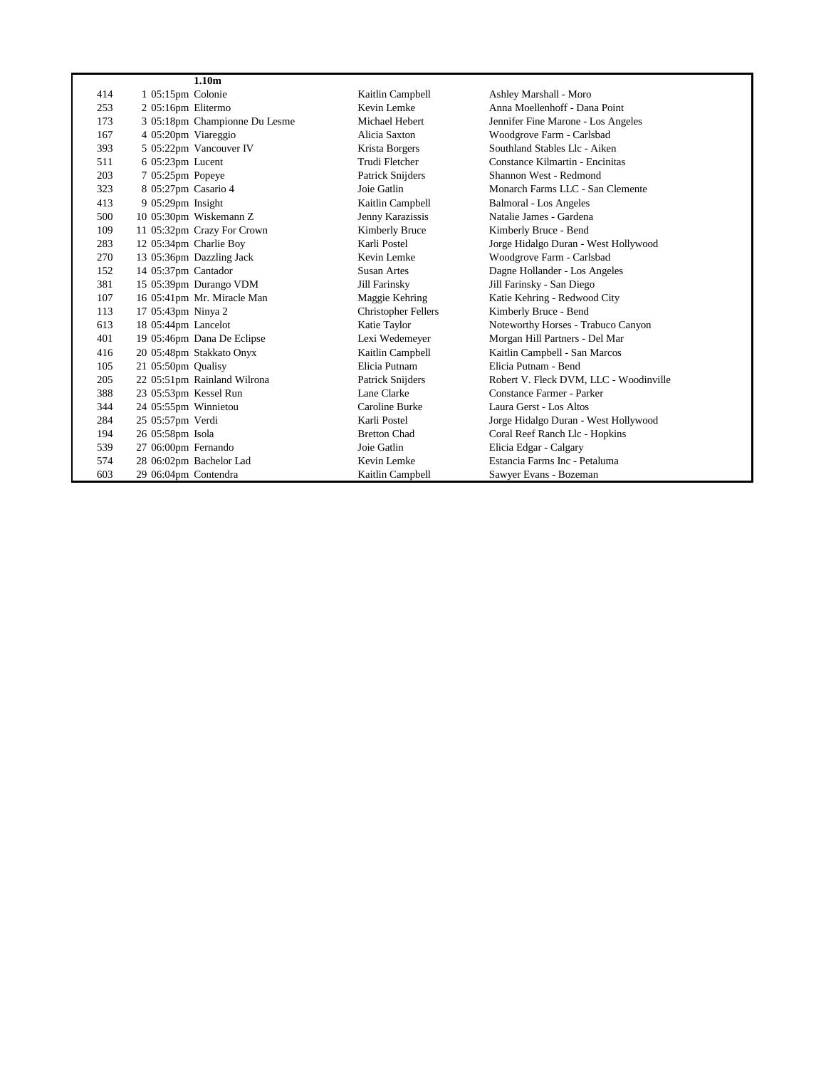| | | 1.10m | | |
|---|---|---|---|---|
| 414 | 1 | 05:15pm Colonie | Kaitlin Campbell | Ashley Marshall - Moro |
| 253 | 2 | 05:16pm Elitermo | Kevin Lemke | Anna Moellenhoff - Dana Point |
| 173 | 3 | 05:18pm Championne Du Lesme | Michael Hebert | Jennifer Fine Marone - Los Angeles |
| 167 | 4 | 05:20pm Viareggio | Alicia Saxton | Woodgrove Farm - Carlsbad |
| 393 | 5 | 05:22pm Vancouver IV | Krista Borgers | Southland Stables Llc - Aiken |
| 511 | 6 | 05:23pm Lucent | Trudi Fletcher | Constance Kilmartin - Encinitas |
| 203 | 7 | 05:25pm Popeye | Patrick Snijders | Shannon West - Redmond |
| 323 | 8 | 05:27pm Casario 4 | Joie Gatlin | Monarch Farms LLC - San Clemente |
| 413 | 9 | 05:29pm Insight | Kaitlin Campbell | Balmoral - Los Angeles |
| 500 | 10 | 05:30pm Wiskemann Z | Jenny Karazissis | Natalie James - Gardena |
| 109 | 11 | 05:32pm Crazy For Crown | Kimberly Bruce | Kimberly Bruce - Bend |
| 283 | 12 | 05:34pm Charlie Boy | Karli Postel | Jorge Hidalgo Duran - West Hollywood |
| 270 | 13 | 05:36pm Dazzling Jack | Kevin Lemke | Woodgrove Farm - Carlsbad |
| 152 | 14 | 05:37pm Cantador | Susan Artes | Dagne Hollander - Los Angeles |
| 381 | 15 | 05:39pm Durango VDM | Jill Farinsky | Jill Farinsky - San Diego |
| 107 | 16 | 05:41pm Mr. Miracle Man | Maggie Kehring | Katie Kehring - Redwood City |
| 113 | 17 | 05:43pm Ninya 2 | Christopher Fellers | Kimberly Bruce - Bend |
| 613 | 18 | 05:44pm Lancelot | Katie Taylor | Noteworthy Horses - Trabuco Canyon |
| 401 | 19 | 05:46pm Dana De Eclipse | Lexi Wedemeyer | Morgan Hill Partners - Del Mar |
| 416 | 20 | 05:48pm Stakkato Onyx | Kaitlin Campbell | Kaitlin Campbell - San Marcos |
| 105 | 21 | 05:50pm Qualisy | Elicia Putnam | Elicia Putnam - Bend |
| 205 | 22 | 05:51pm Rainland Wilrona | Patrick Snijders | Robert V. Fleck DVM, LLC - Woodinville |
| 388 | 23 | 05:53pm Kessel Run | Lane Clarke | Constance Farmer - Parker |
| 344 | 24 | 05:55pm Winnietou | Caroline Burke | Laura Gerst - Los Altos |
| 284 | 25 | 05:57pm Verdi | Karli Postel | Jorge Hidalgo Duran - West Hollywood |
| 194 | 26 | 05:58pm Isola | Bretton Chad | Coral Reef Ranch Llc - Hopkins |
| 539 | 27 | 06:00pm Fernando | Joie Gatlin | Elicia Edgar - Calgary |
| 574 | 28 | 06:02pm Bachelor Lad | Kevin Lemke | Estancia Farms Inc - Petaluma |
| 603 | 29 | 06:04pm Contendra | Kaitlin Campbell | Sawyer Evans - Bozeman |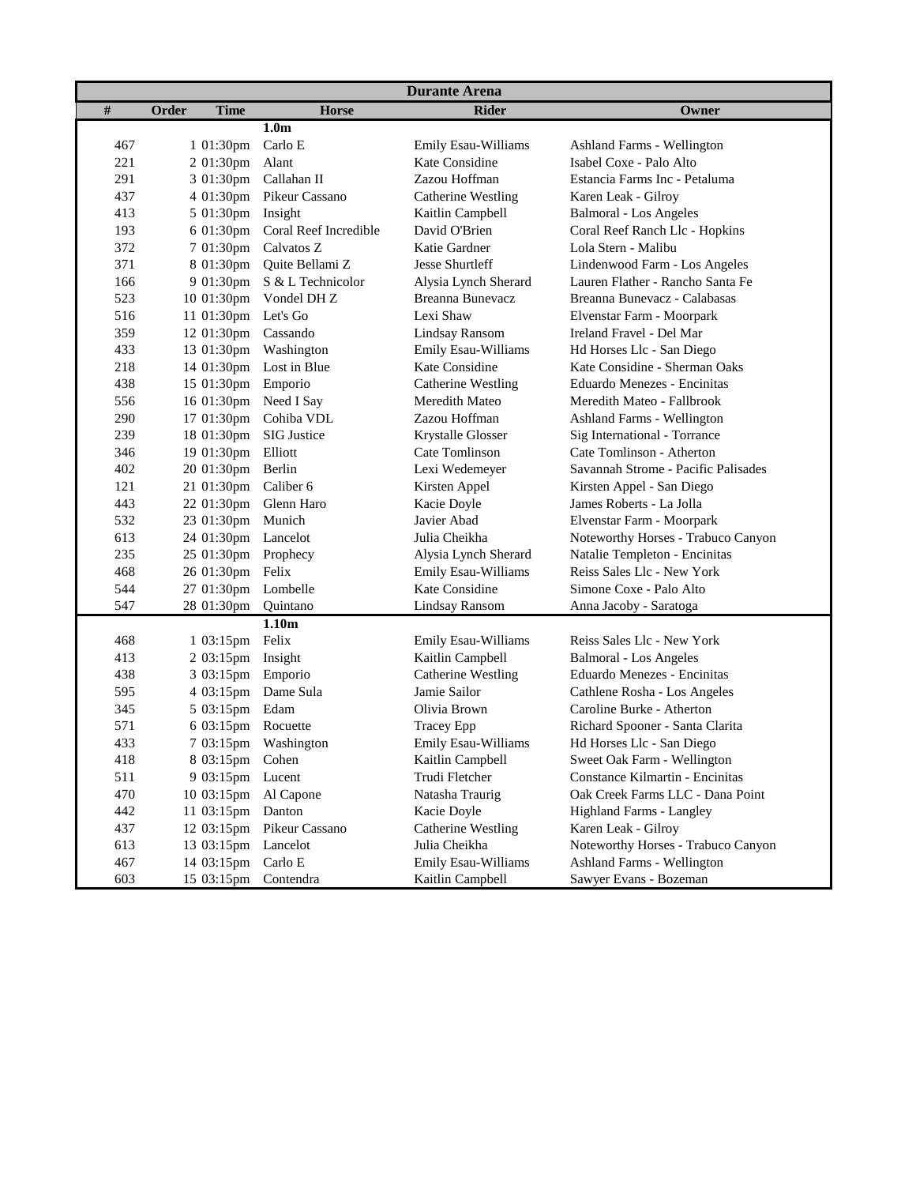| Durante Arena | | | | | |
|---|---|---|---|---|---|
| # | Order | Time | Horse | Rider | Owner |
| | | | **1.0m** | | |
| 467 | 1 | 01:30pm | Carlo E | Emily Esau-Williams | Ashland Farms - Wellington |
| 221 | 2 | 01:30pm | Alant | Kate Considine | Isabel Coxe - Palo Alto |
| 291 | 3 | 01:30pm | Callahan II | Zazou Hoffman | Estancia Farms Inc - Petaluma |
| 437 | 4 | 01:30pm | Pikeur Cassano | Catherine Westling | Karen Leak - Gilroy |
| 413 | 5 | 01:30pm | Insight | Kaitlin Campbell | Balmoral - Los Angeles |
| 193 | 6 | 01:30pm | Coral Reef Incredible | David O'Brien | Coral Reef Ranch Llc - Hopkins |
| 372 | 7 | 01:30pm | Calvatos Z | Katie Gardner | Lola Stern - Malibu |
| 371 | 8 | 01:30pm | Quite Bellami Z | Jesse Shurtleff | Lindenwood Farm - Los Angeles |
| 166 | 9 | 01:30pm | S & L Technicolor | Alysia Lynch Sherard | Lauren Flather - Rancho Santa Fe |
| 523 | 10 | 01:30pm | Vondel DH Z | Breanna Bunevacz | Breanna Bunevacz - Calabasas |
| 516 | 11 | 01:30pm | Let's Go | Lexi Shaw | Elvenstar Farm - Moorpark |
| 359 | 12 | 01:30pm | Cassando | Lindsay Ransom | Ireland Fravel - Del Mar |
| 433 | 13 | 01:30pm | Washington | Emily Esau-Williams | Hd Horses Llc - San Diego |
| 218 | 14 | 01:30pm | Lost in Blue | Kate Considine | Kate Considine - Sherman Oaks |
| 438 | 15 | 01:30pm | Emporio | Catherine Westling | Eduardo Menezes - Encinitas |
| 556 | 16 | 01:30pm | Need I Say | Meredith Mateo | Meredith Mateo - Fallbrook |
| 290 | 17 | 01:30pm | Cohiba VDL | Zazou Hoffman | Ashland Farms - Wellington |
| 239 | 18 | 01:30pm | SIG Justice | Krystalle Glosser | Sig International - Torrance |
| 346 | 19 | 01:30pm | Elliott | Cate Tomlinson | Cate Tomlinson - Atherton |
| 402 | 20 | 01:30pm | Berlin | Lexi Wedemeyer | Savannah Strome - Pacific Palisades |
| 121 | 21 | 01:30pm | Caliber 6 | Kirsten Appel | Kirsten Appel - San Diego |
| 443 | 22 | 01:30pm | Glenn Haro | Kacie Doyle | James Roberts - La Jolla |
| 532 | 23 | 01:30pm | Munich | Javier Abad | Elvenstar Farm - Moorpark |
| 613 | 24 | 01:30pm | Lancelot | Julia Cheikha | Noteworthy Horses - Trabuco Canyon |
| 235 | 25 | 01:30pm | Prophecy | Alysia Lynch Sherard | Natalie Templeton - Encinitas |
| 468 | 26 | 01:30pm | Felix | Emily Esau-Williams | Reiss Sales Llc - New York |
| 544 | 27 | 01:30pm | Lombelle | Kate Considine | Simone Coxe - Palo Alto |
| 547 | 28 | 01:30pm | Quintano | Lindsay Ransom | Anna Jacoby - Saratoga |
| | | | **1.10m** | | |
| 468 | 1 | 03:15pm | Felix | Emily Esau-Williams | Reiss Sales Llc - New York |
| 413 | 2 | 03:15pm | Insight | Kaitlin Campbell | Balmoral - Los Angeles |
| 438 | 3 | 03:15pm | Emporio | Catherine Westling | Eduardo Menezes - Encinitas |
| 595 | 4 | 03:15pm | Dame Sula | Jamie Sailor | Cathlene Rosha - Los Angeles |
| 345 | 5 | 03:15pm | Edam | Olivia Brown | Caroline Burke - Atherton |
| 571 | 6 | 03:15pm | Rocuette | Tracey Epp | Richard Spooner - Santa Clarita |
| 433 | 7 | 03:15pm | Washington | Emily Esau-Williams | Hd Horses Llc - San Diego |
| 418 | 8 | 03:15pm | Cohen | Kaitlin Campbell | Sweet Oak Farm - Wellington |
| 511 | 9 | 03:15pm | Lucent | Trudi Fletcher | Constance Kilmartin - Encinitas |
| 470 | 10 | 03:15pm | Al Capone | Natasha Traurig | Oak Creek Farms LLC - Dana Point |
| 442 | 11 | 03:15pm | Danton | Kacie Doyle | Highland Farms - Langley |
| 437 | 12 | 03:15pm | Pikeur Cassano | Catherine Westling | Karen Leak - Gilroy |
| 613 | 13 | 03:15pm | Lancelot | Julia Cheikha | Noteworthy Horses - Trabuco Canyon |
| 467 | 14 | 03:15pm | Carlo E | Emily Esau-Williams | Ashland Farms - Wellington |
| 603 | 15 | 03:15pm | Contendra | Kaitlin Campbell | Sawyer Evans - Bozeman |